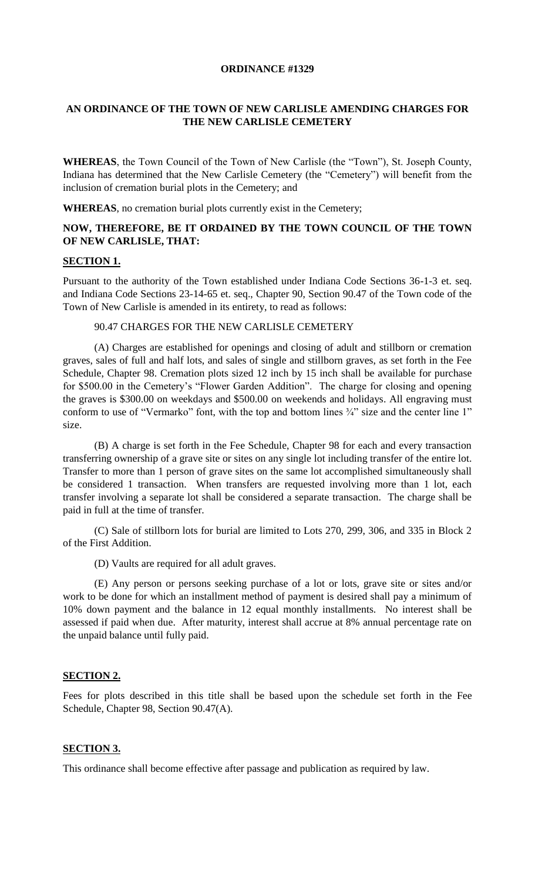**ORDINANCE #1329**

**AN ORDINANCE OF THE TOWN OF NEW CARLISLE AMENDING CHARGES FOR THE NEW CARLISLE CEMETERY**

**WHEREAS**, the Town Council of the Town of New Carlisle (the "Town"), St. Joseph County, Indiana has determined that the New Carlisle Cemetery (the "Cemetery") will benefit from the inclusion of cremation burial plots in the Cemetery; and

**WHEREAS**, no cremation burial plots currently exist in the Cemetery;

**NOW, THEREFORE, BE IT ORDAINED BY THE TOWN COUNCIL OF THE TOWN OF NEW CARLISLE, THAT:**

**SECTION 1.**

Pursuant to the authority of the Town established under Indiana Code Sections 36-1-3 et. seq. and Indiana Code Sections 23-14-65 et. seq., Chapter 90, Section 90.47 of the Town code of the Town of New Carlisle is amended in its entirety, to read as follows:

90.47 CHARGES FOR THE NEW CARLISLE CEMETERY

(A) Charges are established for openings and closing of adult and stillborn or cremation graves, sales of full and half lots, and sales of single and stillborn graves, as set forth in the Fee Schedule, Chapter 98. Cremation plots sized 12 inch by 15 inch shall be available for purchase for $500.00 in the Cemetery's "Flower Garden Addition". The charge for closing and opening the graves is $300.00 on weekdays and $500.00 on weekends and holidays. All engraving must conform to use of "Vermarko" font, with the top and bottom lines ¾" size and the center line 1" size.

(B) A charge is set forth in the Fee Schedule, Chapter 98 for each and every transaction transferring ownership of a grave site or sites on any single lot including transfer of the entire lot. Transfer to more than 1 person of grave sites on the same lot accomplished simultaneously shall be considered 1 transaction. When transfers are requested involving more than 1 lot, each transfer involving a separate lot shall be considered a separate transaction. The charge shall be paid in full at the time of transfer.

(C) Sale of stillborn lots for burial are limited to Lots 270, 299, 306, and 335 in Block 2 of the First Addition.

(D) Vaults are required for all adult graves.

(E) Any person or persons seeking purchase of a lot or lots, grave site or sites and/or work to be done for which an installment method of payment is desired shall pay a minimum of 10% down payment and the balance in 12 equal monthly installments. No interest shall be assessed if paid when due. After maturity, interest shall accrue at 8% annual percentage rate on the unpaid balance until fully paid.

**SECTION 2.**

Fees for plots described in this title shall be based upon the schedule set forth in the Fee Schedule, Chapter 98, Section 90.47(A).

**SECTION 3.**

This ordinance shall become effective after passage and publication as required by law.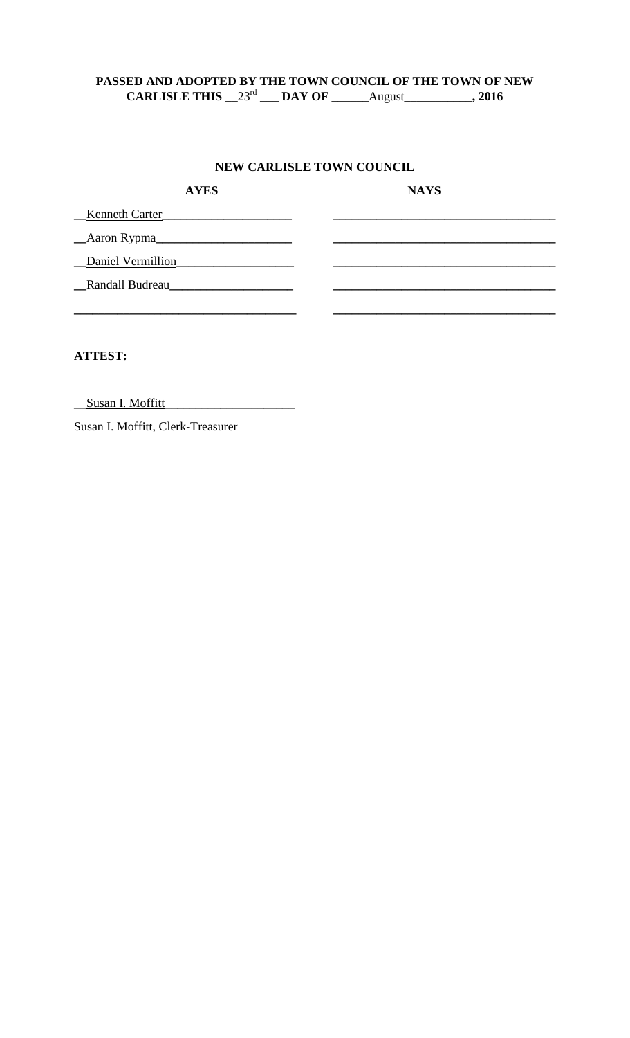**PASSED AND ADOPTED BY THE TOWN COUNCIL OF THE TOWN OF NEW CARLISLE THIS 23rd DAY OF August, 2016**

**NEW CARLISLE TOWN COUNCIL**

| AYES | NAYS |
| --- | --- |
| Kenneth Carter | |
| Aaron Rypma | |
| Daniel Vermillion | |
| Randall Budreau | |
| | |

**ATTEST:**

Susan I. Moffitt

Susan I. Moffitt, Clerk-Treasurer